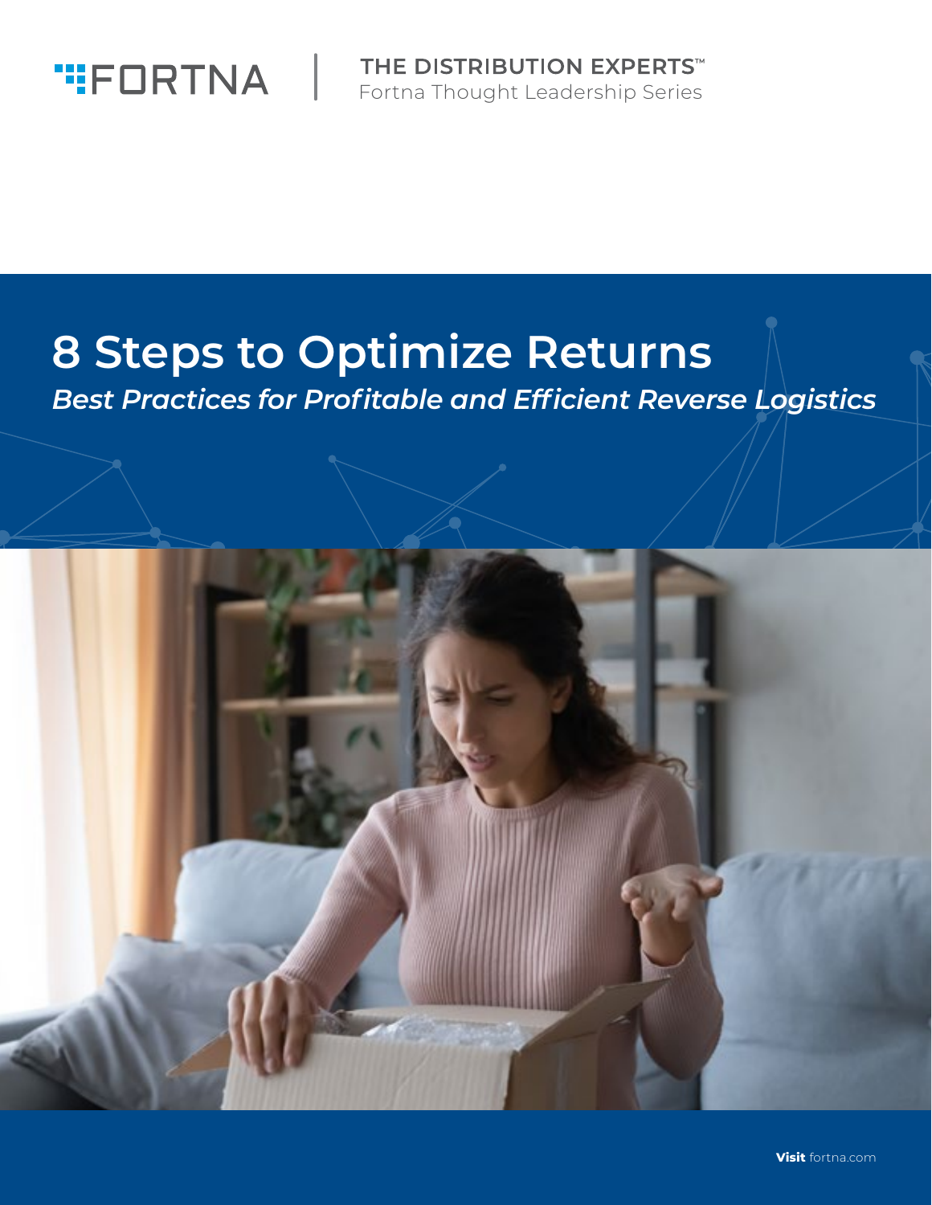FORTNA | THE DISTRIBUTION EXPERTS™
Fortna Thought Leadership Series

# 8 Steps to Optimize Returns

*Best Practices for Profitable and Efficient Reverse Logistics*

**Visit** fortna.com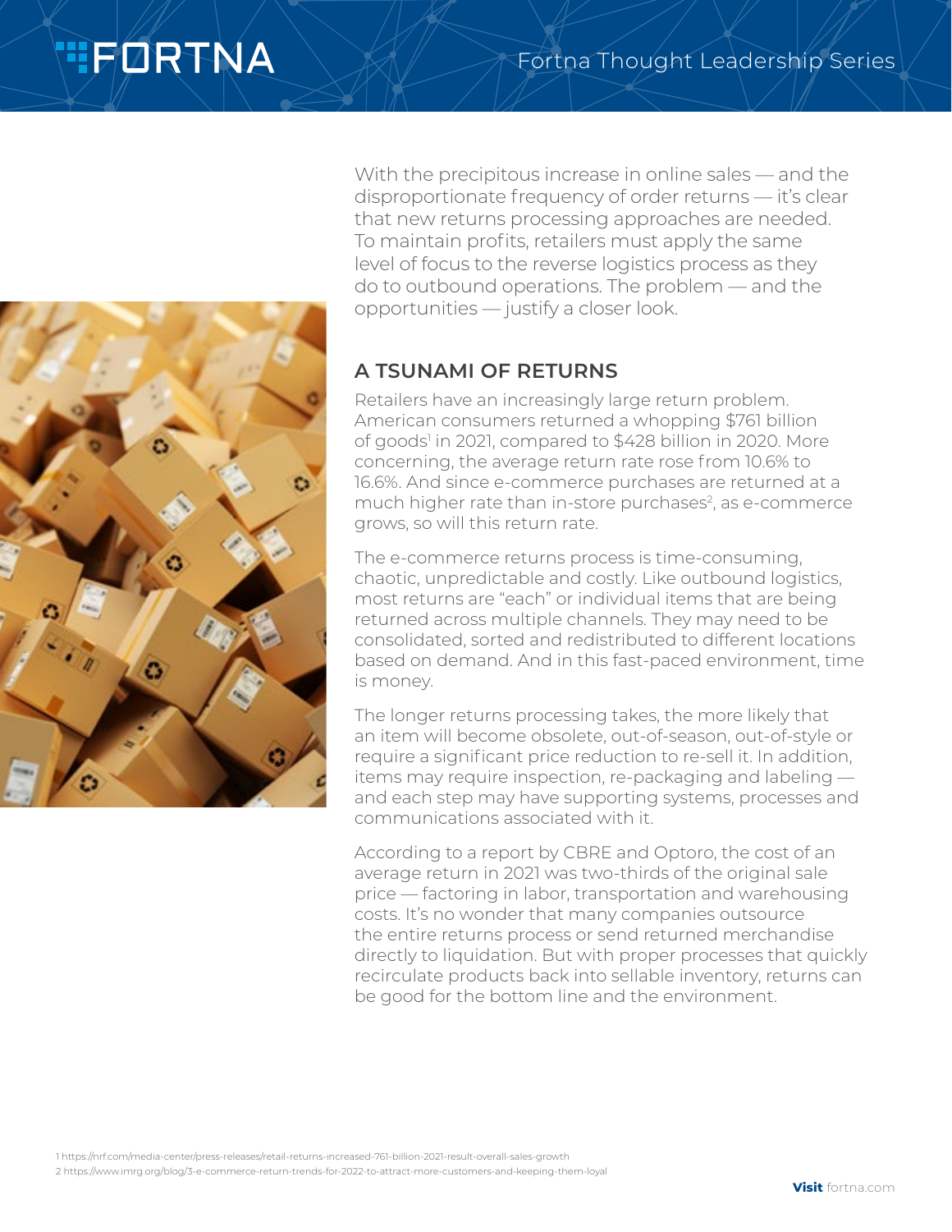With the precipitous increase in online sales — and the disproportionate frequency of order returns — it's clear that new returns processing approaches are needed. To maintain profits, retailers must apply the same level of focus to the reverse logistics process as they do to outbound operations. The problem — and the opportunities — justify a closer look.

## A TSUNAMI OF RETURNS

Retailers have an increasingly large return problem. American consumers returned a whopping $761 billion of goods[1] in 2021, compared to $428 billion in 2020. More concerning, the average return rate rose from 10.6% to 16.6%. And since e-commerce purchases are returned at a much higher rate than in-store purchases[2], as e-commerce grows, so will this return rate.

The e-commerce returns process is time-consuming, chaotic, unpredictable and costly. Like outbound logistics, most returns are "each" or individual items that are being returned across multiple channels. They may need to be consolidated, sorted and redistributed to different locations based on demand. And in this fast-paced environment, time is money.

The longer returns processing takes, the more likely that an item will become obsolete, out-of-season, out-of-style or require a significant price reduction to re-sell it. In addition, items may require inspection, re-packaging and labeling — and each step may have supporting systems, processes and communications associated with it.

According to a report by CBRE and Optoro, the cost of an average return in 2021 was two-thirds of the original sale price — factoring in labor, transportation and warehousing costs. It's no wonder that many companies outsource the entire returns process or send returned merchandise directly to liquidation. But with proper processes that quickly recirculate products back into sellable inventory, returns can be good for the bottom line and the environment.

1 https://nrf.com/media-center/press-releases/retail-returns-increased-761-billion-2021-result-overall-sales-growth
2 https://www.imrg.org/blog/3-e-commerce-return-trends-for-2022-to-attract-more-customers-and-keeping-them-loyal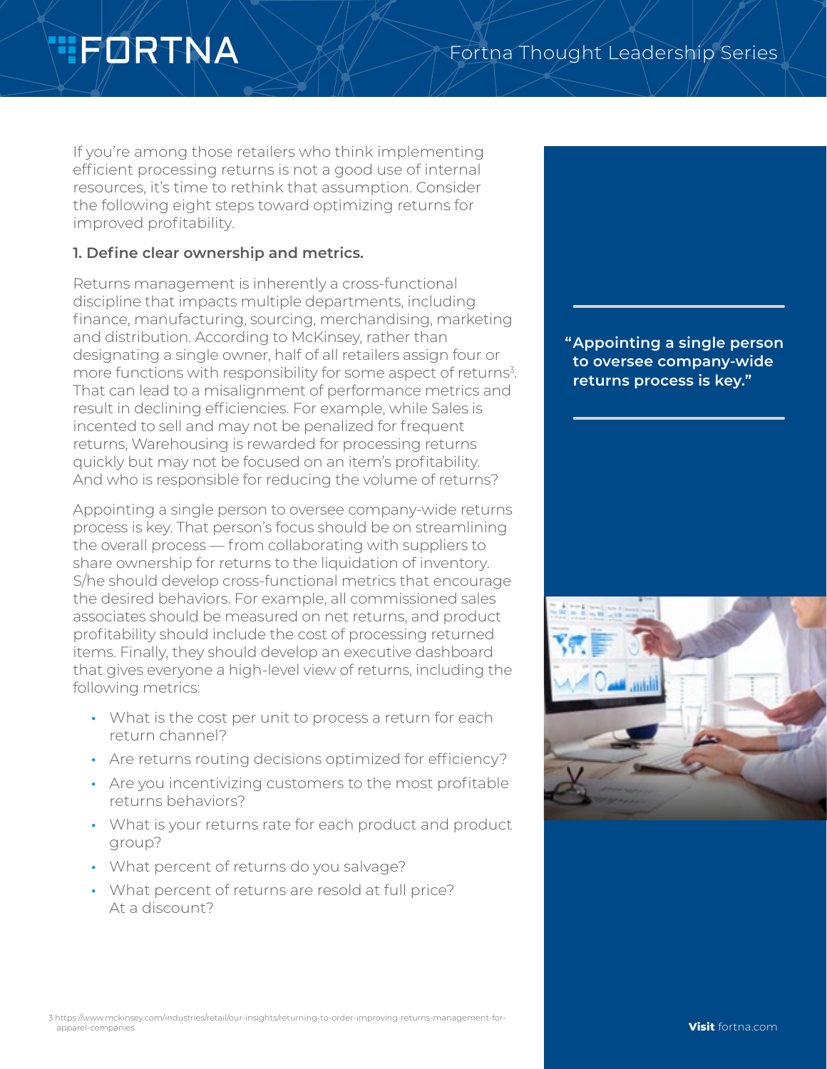If you're among those retailers who think implementing efficient processing returns is not a good use of internal resources, it's time to rethink that assumption. Consider the following eight steps toward optimizing returns for improved profitability.

### 1. Define clear ownership and metrics.

Returns management is inherently a cross-functional discipline that impacts multiple departments, including finance, manufacturing, sourcing, merchandising, marketing and distribution. According to McKinsey, rather than designating a single owner, half of all retailers assign four or more functions with responsibility for some aspect of returns[3]. That can lead to a misalignment of performance metrics and result in declining efficiencies. For example, while Sales is incented to sell and may not be penalized for frequent returns, Warehousing is rewarded for processing returns quickly but may not be focused on an item's profitability. And who is responsible for reducing the volume of returns?

> "Appointing a single person to oversee company-wide returns process is key."

Appointing a single person to oversee company-wide returns process is key. That person's focus should be on streamlining the overall process — from collaborating with suppliers to share ownership for returns to the liquidation of inventory. S/he should develop cross-functional metrics that encourage the desired behaviors. For example, all commissioned sales associates should be measured on net returns, and product profitability should include the cost of processing returned items. Finally, they should develop an executive dashboard that gives everyone a high-level view of returns, including the following metrics:

- What is the cost per unit to process a return for each return channel?
- Are returns routing decisions optimized for efficiency?
- Are you incentivizing customers to the most profitable returns behaviors?
- What is your returns rate for each product and product group?
- What percent of returns do you salvage?
- What percent of returns are resold at full price? At a discount?

3 https://www.mckinsey.com/industries/retail/our-insights/returning-to-order-improving-returns-management-for-apparel-companies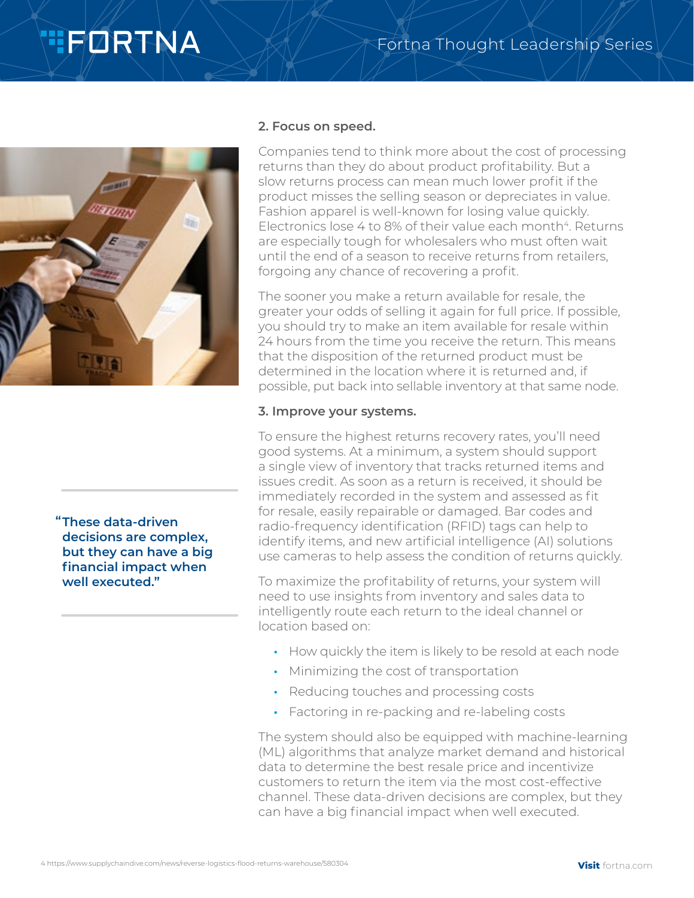### 2. Focus on speed.

Companies tend to think more about the cost of processing returns than they do about product profitability. But a slow returns process can mean much lower profit if the product misses the selling season or depreciates in value. Fashion apparel is well-known for losing value quickly. Electronics lose 4 to 8% of their value each month[4]. Returns are especially tough for wholesalers who must often wait until the end of a season to receive returns from retailers, forgoing any chance of recovering a profit.

The sooner you make a return available for resale, the greater your odds of selling it again for full price. If possible, you should try to make an item available for resale within 24 hours from the time you receive the return. This means that the disposition of the returned product must be determined in the location where it is returned and, if possible, put back into sellable inventory at that same node.

### 3. Improve your systems.

To ensure the highest returns recovery rates, you'll need good systems. At a minimum, a system should support a single view of inventory that tracks returned items and issues credit. As soon as a return is received, it should be immediately recorded in the system and assessed as fit for resale, easily repairable or damaged. Bar codes and radio-frequency identification (RFID) tags can help to identify items, and new artificial intelligence (AI) solutions use cameras to help assess the condition of returns quickly.

> **"These data-driven decisions are complex, but they can have a big financial impact when well executed."**

To maximize the profitability of returns, your system will need to use insights from inventory and sales data to intelligently route each return to the ideal channel or location based on:

- How quickly the item is likely to be resold at each node
- Minimizing the cost of transportation
- Reducing touches and processing costs
- Factoring in re-packing and re-labeling costs

The system should also be equipped with machine-learning (ML) algorithms that analyze market demand and historical data to determine the best resale price and incentivize customers to return the item via the most cost-effective channel. These data-driven decisions are complex, but they can have a big financial impact when well executed.

4 https://www.supplychaindive.com/news/reverse-logistics-flood-returns-warehouse/580304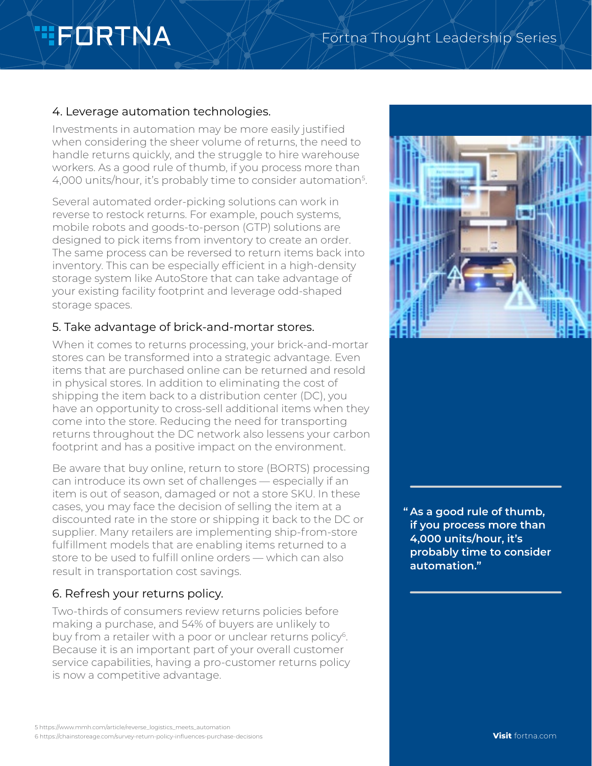## 4. Leverage automation technologies.

Investments in automation may be more easily justified when considering the sheer volume of returns, the need to handle returns quickly, and the struggle to hire warehouse workers. As a good rule of thumb, if you process more than 4,000 units/hour, it's probably time to consider automation[5].

Several automated order-picking solutions can work in reverse to restock returns. For example, pouch systems, mobile robots and goods-to-person (GTP) solutions are designed to pick items from inventory to create an order. The same process can be reversed to return items back into inventory. This can be especially efficient in a high-density storage system like AutoStore that can take advantage of your existing facility footprint and leverage odd-shaped storage spaces.

## 5. Take advantage of brick-and-mortar stores.

When it comes to returns processing, your brick-and-mortar stores can be transformed into a strategic advantage. Even items that are purchased online can be returned and resold in physical stores. In addition to eliminating the cost of shipping the item back to a distribution center (DC), you have an opportunity to cross-sell additional items when they come into the store. Reducing the need for transporting returns throughout the DC network also lessens your carbon footprint and has a positive impact on the environment.

Be aware that buy online, return to store (BORTS) processing can introduce its own set of challenges — especially if an item is out of season, damaged or not a store SKU. In these cases, you may face the decision of selling the item at a discounted rate in the store or shipping it back to the DC or supplier. Many retailers are implementing ship-from-store fulfillment models that are enabling items returned to a store to be used to fulfill online orders — which can also result in transportation cost savings.

## 6. Refresh your returns policy.

Two-thirds of consumers review returns policies before making a purchase, and 54% of buyers are unlikely to buy from a retailer with a poor or unclear returns policy[6]. Because it is an important part of your overall customer service capabilities, having a pro-customer returns policy is now a competitive advantage.

> **"As a good rule of thumb, if you process more than 4,000 units/hour, it's probably time to consider automation."**

5 https://www.mmh.com/article/reverse_logistics_meets_automation
6 https://chainstoreage.com/survey-return-policy-influences-purchase-decisions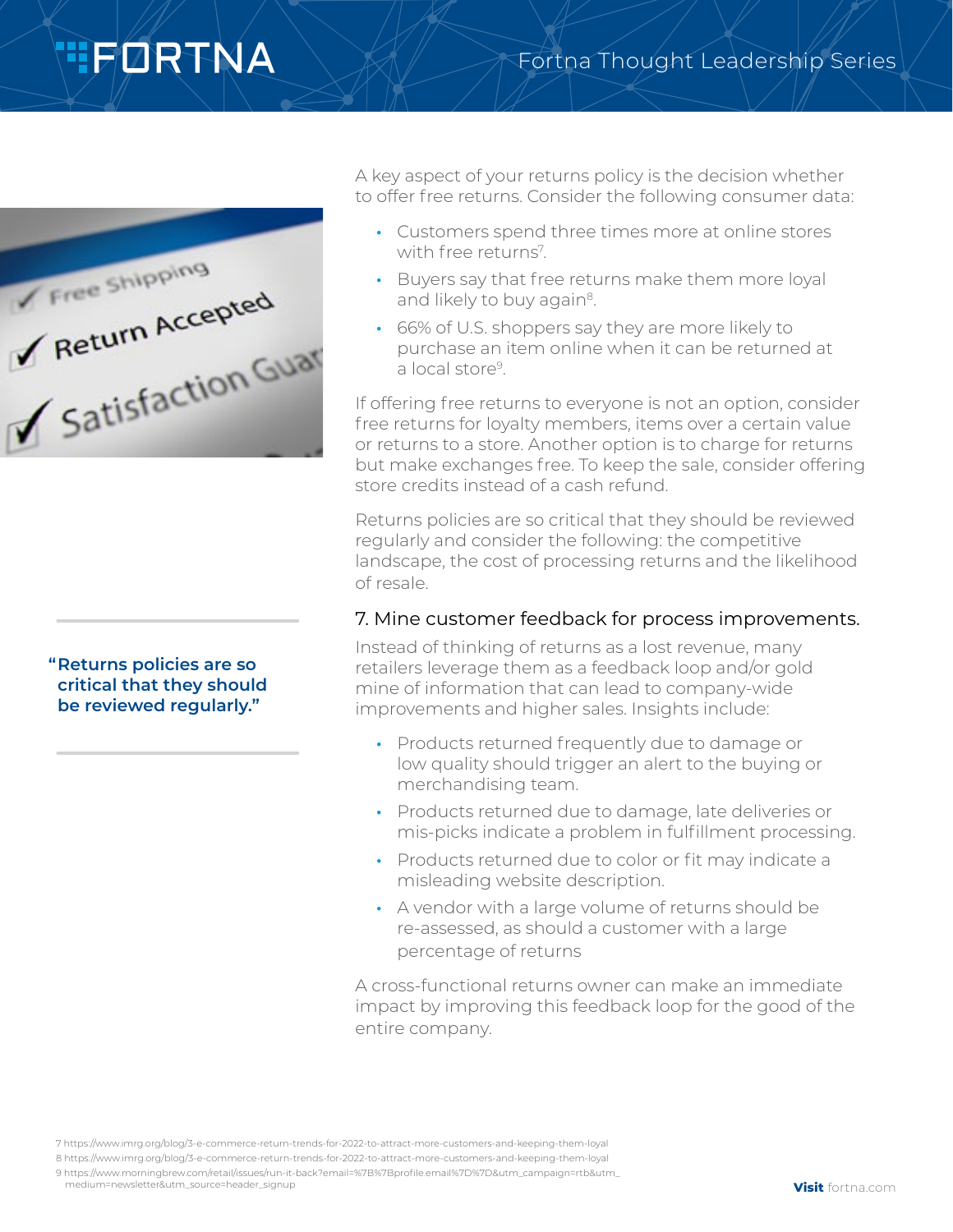A key aspect of your returns policy is the decision whether to offer free returns. Consider the following consumer data:

- Customers spend three times more at online stores with free returns[7].
- Buyers say that free returns make them more loyal and likely to buy again[8].
- 66% of U.S. shoppers say they are more likely to purchase an item online when it can be returned at a local store[9].

If offering free returns to everyone is not an option, consider free returns for loyalty members, items over a certain value or returns to a store. Another option is to charge for returns but make exchanges free. To keep the sale, consider offering store credits instead of a cash refund.

Returns policies are so critical that they should be reviewed regularly and consider the following: the competitive landscape, the cost of processing returns and the likelihood of resale.

**"Returns policies are so critical that they should be reviewed regularly."**

### 7. Mine customer feedback for process improvements.

Instead of thinking of returns as a lost revenue, many retailers leverage them as a feedback loop and/or gold mine of information that can lead to company-wide improvements and higher sales. Insights include:

- Products returned frequently due to damage or low quality should trigger an alert to the buying or merchandising team.
- Products returned due to damage, late deliveries or mis-picks indicate a problem in fulfillment processing.
- Products returned due to color or fit may indicate a misleading website description.
- A vendor with a large volume of returns should be re-assessed, as should a customer with a large percentage of returns

A cross-functional returns owner can make an immediate impact by improving this feedback loop for the good of the entire company.

7 https://www.imrg.org/blog/3-e-commerce-return-trends-for-2022-to-attract-more-customers-and-keeping-them-loyal
8 https://www.imrg.org/blog/3-e-commerce-return-trends-for-2022-to-attract-more-customers-and-keeping-them-loyal
9 https://www.morningbrew.com/retail/issues/run-it-back?email=%7B%7Bprofile.email%7D%7D&utm_campaign=rtb&utm_medium=newsletter&utm_source=header_signup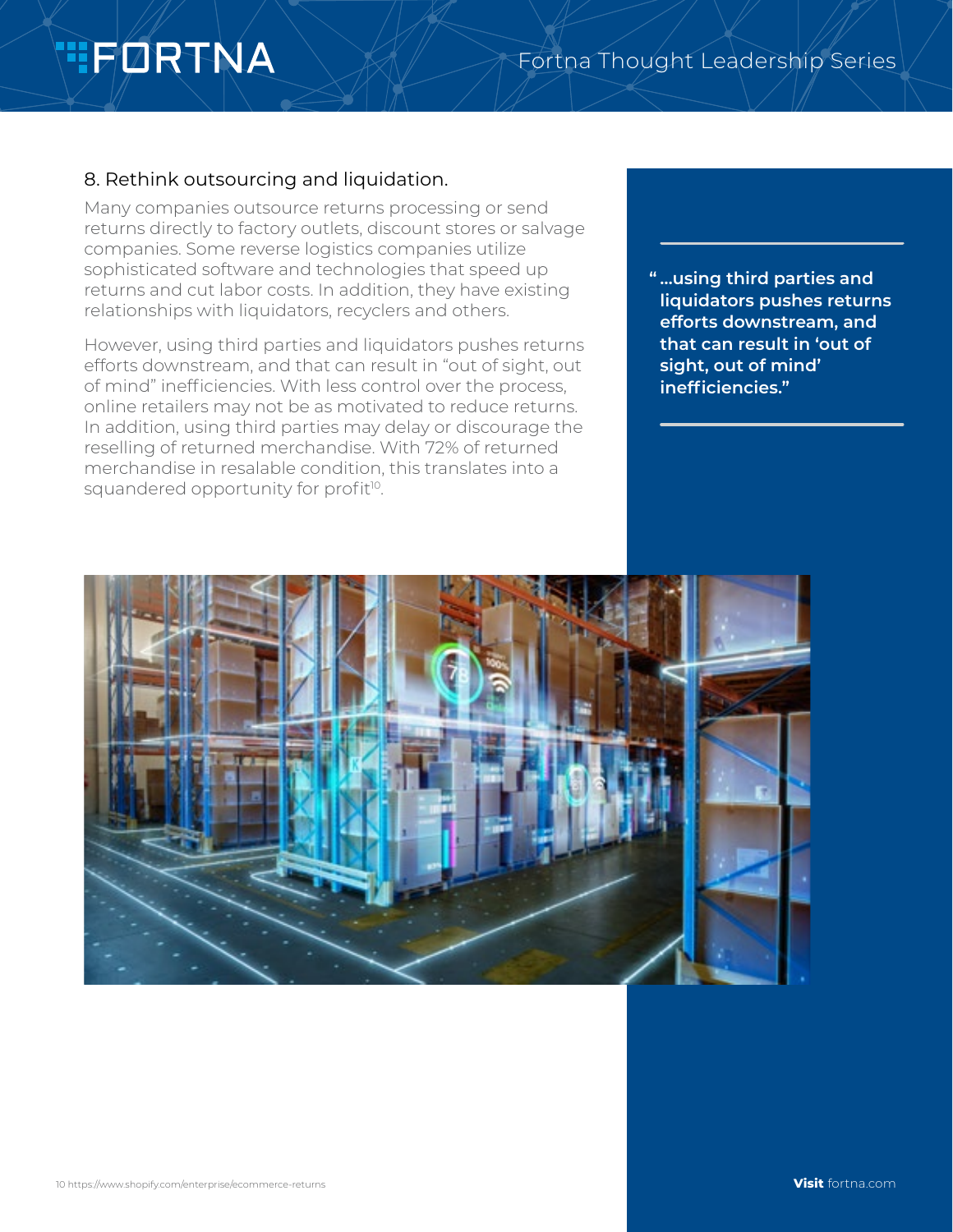## 8. Rethink outsourcing and liquidation.

Many companies outsource returns processing or send returns directly to factory outlets, discount stores or salvage companies. Some reverse logistics companies utilize sophisticated software and technologies that speed up returns and cut labor costs. In addition, they have existing relationships with liquidators, recyclers and others.

However, using third parties and liquidators pushes returns efforts downstream, and that can result in "out of sight, out of mind" inefficiencies. With less control over the process, online retailers may not be as motivated to reduce returns. In addition, using third parties may delay or discourage the reselling of returned merchandise. With 72% of returned merchandise in resalable condition, this translates into a squandered opportunity for profit[10].

> **"…using third parties and liquidators pushes returns efforts downstream, and that can result in 'out of sight, out of mind' inefficiencies."**

10 https://www.shopify.com/enterprise/ecommerce-returns

**Visit** fortna.com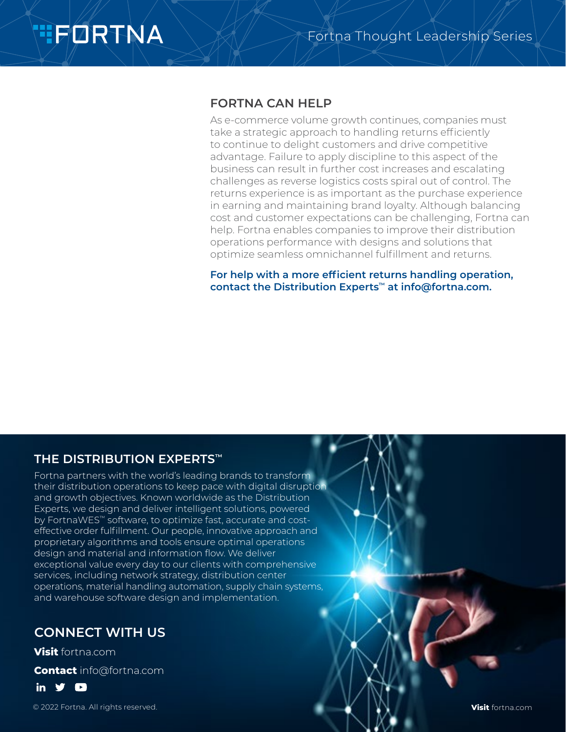## FORTNA CAN HELP

As e-commerce volume growth continues, companies must take a strategic approach to handling returns efficiently to continue to delight customers and drive competitive advantage. Failure to apply discipline to this aspect of the business can result in further cost increases and escalating challenges as reverse logistics costs spiral out of control. The returns experience is as important as the purchase experience in earning and maintaining brand loyalty. Although balancing cost and customer expectations can be challenging, Fortna can help. Fortna enables companies to improve their distribution operations performance with designs and solutions that optimize seamless omnichannel fulfillment and returns.

**For help with a more efficient returns handling operation, contact the Distribution Experts™ at info@fortna.com.**

## THE DISTRIBUTION EXPERTS™

Fortna partners with the world's leading brands to transform their distribution operations to keep pace with digital disruption and growth objectives. Known worldwide as the Distribution Experts, we design and deliver intelligent solutions, powered by FortnaWES™ software, to optimize fast, accurate and cost-effective order fulfillment. Our people, innovative approach and proprietary algorithms and tools ensure optimal operations design and material and information flow. We deliver exceptional value every day to our clients with comprehensive services, including network strategy, distribution center operations, material handling automation, supply chain systems, and warehouse software design and implementation.

## CONNECT WITH US

**Visit** fortna.com

**Contact** info@fortna.com

© 2022 Fortna. All rights reserved.